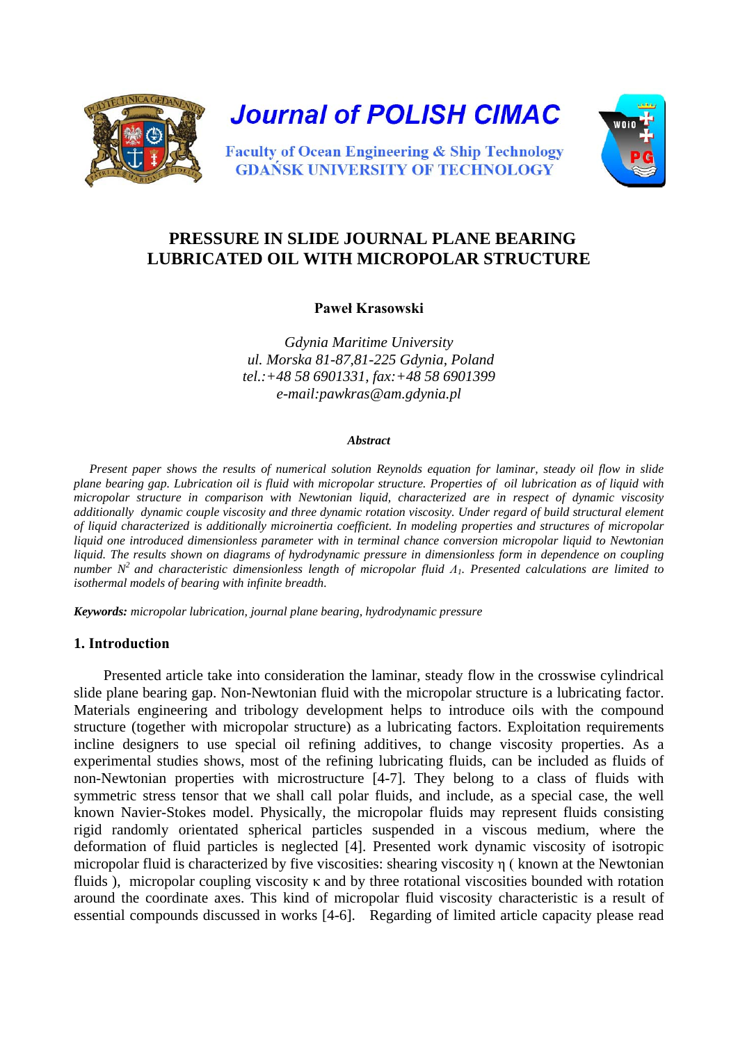# Journal of POLISH CIMAC

**Faculty of Ocean Engineering & Ship Technology**
**GDAŃSK UNIVERSITY OF TECHNOLOGY**

## PRESSURE IN SLIDE JOURNAL PLANE BEARING LUBRICATED OIL WITH MICROPOLAR STRUCTURE

**Paweł Krasowski**

*Gdynia Maritime University*
*ul. Morska 81-87,81-225 Gdynia, Poland*
*tel.:+48 58 6901331, fax:+48 58 6901399*
*e-mail:pawkras@am.gdynia.pl*

***Abstract***

*Present paper shows the results of numerical solution Reynolds equation for laminar, steady oil flow in slide plane bearing gap. Lubrication oil is fluid with micropolar structure. Properties of oil lubrication as of liquid with micropolar structure in comparison with Newtonian liquid, characterized are in respect of dynamic viscosity additionally dynamic couple viscosity and three dynamic rotation viscosity. Under regard of build structural element of liquid characterized is additionally microinertia coefficient. In modeling properties and structures of micropolar liquid one introduced dimensionless parameter with in terminal chance conversion micropolar liquid to Newtonian liquid. The results shown on diagrams of hydrodynamic pressure in dimensionless form in dependence on coupling number $N^2$ and characteristic dimensionless length of micropolar fluid $\Lambda_1$. Presented calculations are limited to isothermal models of bearing with infinite breadth.*

***Keywords:*** *micropolar lubrication, journal plane bearing, hydrodynamic pressure*

### 1. Introduction

Presented article take into consideration the laminar, steady flow in the crosswise cylindrical slide plane bearing gap. Non-Newtonian fluid with the micropolar structure is a lubricating factor. Materials engineering and tribology development helps to introduce oils with the compound structure (together with micropolar structure) as a lubricating factors. Exploitation requirements incline designers to use special oil refining additives, to change viscosity properties. As a experimental studies shows, most of the refining lubricating fluids, can be included as fluids of non-Newtonian properties with microstructure [4-7]. They belong to a class of fluids with symmetric stress tensor that we shall call polar fluids, and include, as a special case, the well known Navier-Stokes model. Physically, the micropolar fluids may represent fluids consisting rigid randomly orientated spherical particles suspended in a viscous medium, where the deformation of fluid particles is neglected [4]. Presented work dynamic viscosity of isotropic micropolar fluid is characterized by five viscosities: shearing viscosity $\eta$ ( known at the Newtonian fluids ), micropolar coupling viscosity $\kappa$ and by three rotational viscosities bounded with rotation around the coordinate axes. This kind of micropolar fluid viscosity characteristic is a result of essential compounds discussed in works [4-6]. Regarding of limited article capacity please read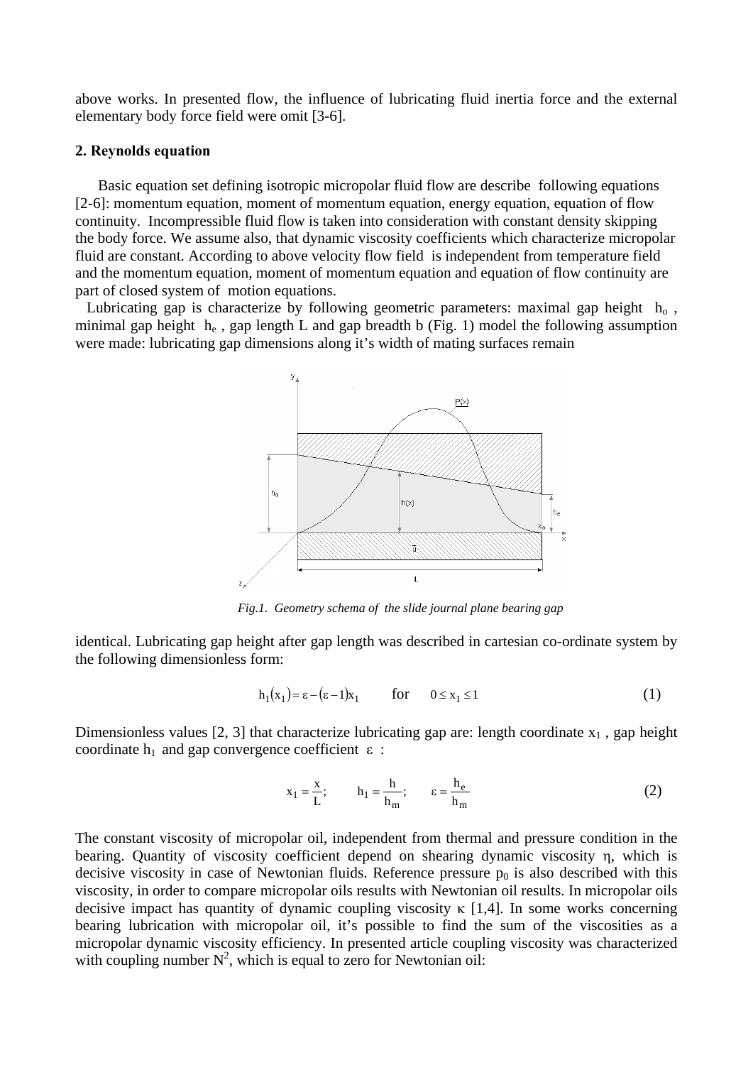above works. In presented flow, the influence of lubricating fluid inertia force and the external elementary body force field were omit [3-6].

## 2. Reynolds equation

Basic equation set defining isotropic micropolar fluid flow are describe following equations [2-6]: momentum equation, moment of momentum equation, energy equation, equation of flow continuity. Incompressible fluid flow is taken into consideration with constant density skipping the body force. We assume also, that dynamic viscosity coefficients which characterize micropolar fluid are constant. According to above velocity flow field is independent from temperature field and the momentum equation, moment of momentum equation and equation of flow continuity are part of closed system of motion equations.

Lubricating gap is characterize by following geometric parameters: maximal gap height $h_o$, minimal gap height $h_e$, gap length L and gap breadth b (Fig. 1) model the following assumption were made: lubricating gap dimensions along it's width of mating surfaces remain

*Fig.1. Geometry schema of the slide journal plane bearing gap*

identical. Lubricating gap height after gap length was described in cartesian co-ordinate system by the following dimensionless form:

$$h_1(x_1) = \varepsilon - (\varepsilon - 1)x_1 \qquad \text{for} \qquad 0 \le x_1 \le 1 \tag{1}$$

Dimensionless values [2, 3] that characterize lubricating gap are: length coordinate $x_1$, gap height coordinate $h_1$ and gap convergence coefficient $\varepsilon$ :

$$x_1 = \frac{x}{L}; \qquad h_1 = \frac{h}{h_m}; \qquad \varepsilon = \frac{h_e}{h_m} \tag{2}$$

The constant viscosity of micropolar oil, independent from thermal and pressure condition in the bearing. Quantity of viscosity coefficient depend on shearing dynamic viscosity $\eta$, which is decisive viscosity in case of Newtonian fluids. Reference pressure $p_0$ is also described with this viscosity, in order to compare micropolar oils results with Newtonian oil results. In micropolar oils decisive impact has quantity of dynamic coupling viscosity $\kappa$ [1,4]. In some works concerning bearing lubrication with micropolar oil, it's possible to find the sum of the viscosities as a micropolar dynamic viscosity efficiency. In presented article coupling viscosity was characterized with coupling number $N^2$, which is equal to zero for Newtonian oil: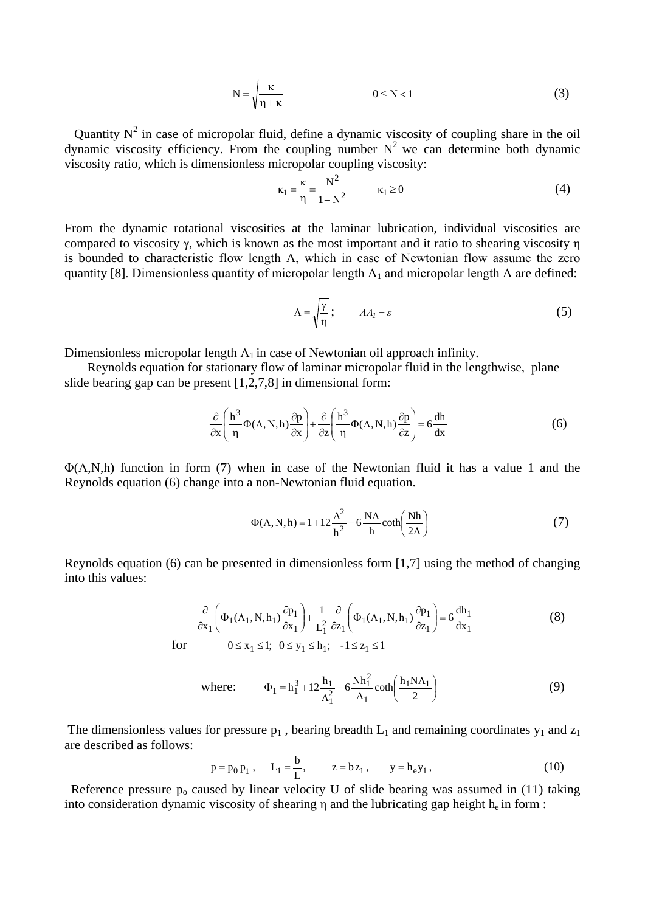$$N = \sqrt{\frac{\kappa}{\eta + \kappa}} \qquad 0 \le N < 1 \tag{3}$$

Quantity $N^2$ in case of micropolar fluid, define a dynamic viscosity of coupling share in the oil dynamic viscosity efficiency. From the coupling number $N^2$ we can determine both dynamic viscosity ratio, which is dimensionless micropolar coupling viscosity:

$$\kappa_1 = \frac{\kappa}{\eta} = \frac{N^2}{1 - N^2} \qquad \kappa_1 \ge 0 \tag{4}$$

From the dynamic rotational viscosities at the laminar lubrication, individual viscosities are compared to viscosity $\gamma$, which is known as the most important and it ratio to shearing viscosity $\eta$ is bounded to characteristic flow length $\Lambda$, which in case of Newtonian flow assume the zero quantity [8]. Dimensionless quantity of micropolar length $\Lambda_1$ and micropolar length $\Lambda$ are defined:

$$\Lambda = \sqrt{\frac{\gamma}{\eta}}; \qquad \Lambda \Lambda_I = \varepsilon \tag{5}$$

Dimensionless micropolar length $\Lambda_1$ in case of Newtonian oil approach infinity.

Reynolds equation for stationary flow of laminar micropolar fluid in the lengthwise, plane slide bearing gap can be present [1,2,7,8] in dimensional form:

$$\frac{\partial}{\partial x}\left(\frac{h^3}{\eta}\Phi(\Lambda, N, h)\frac{\partial p}{\partial x}\right) + \frac{\partial}{\partial z}\left(\frac{h^3}{\eta}\Phi(\Lambda, N, h)\frac{\partial p}{\partial z}\right) = 6\frac{dh}{dx} \tag{6}$$

$\Phi(\Lambda,N,h)$ function in form (7) when in case of the Newtonian fluid it has a value 1 and the Reynolds equation (6) change into a non-Newtonian fluid equation.

$$\Phi(\Lambda, N, h) = 1 + 12\frac{\Lambda^2}{h^2} - 6\frac{N\Lambda}{h}\coth\left(\frac{Nh}{2\Lambda}\right) \tag{7}$$

Reynolds equation (6) can be presented in dimensionless form [1,7] using the method of changing into this values:

$$\frac{\partial}{\partial x_1}\left(\Phi_1(\Lambda_1, N, h_1)\frac{\partial p_1}{\partial x_1}\right) + \frac{1}{L_1^2}\frac{\partial}{\partial z_1}\left(\Phi_1(\Lambda_1, N, h_1)\frac{\partial p_1}{\partial z_1}\right) = 6\frac{dh_1}{dx_1} \tag{8}$$

for $\quad 0 \le x_1 \le 1; \quad 0 \le y_1 \le h_1; \quad -1 \le z_1 \le 1$

where:
$$\Phi_1 = h_1^3 + 12\frac{h_1}{\Lambda_1^2} - 6\frac{Nh_1^2}{\Lambda_1}\coth\left(\frac{h_1 N \Lambda_1}{2}\right) \tag{9}$$

The dimensionless values for pressure $p_1$, bearing breadth $L_1$ and remaining coordinates $y_1$ and $z_1$ are described as follows:

$$p = p_0\, p_1, \qquad L_1 = \frac{b}{L}, \qquad z = b\, z_1, \qquad y = h_e y_1, \tag{10}$$

Reference pressure $p_o$ caused by linear velocity U of slide bearing was assumed in (11) taking into consideration dynamic viscosity of shearing $\eta$ and the lubricating gap height $h_e$ in form :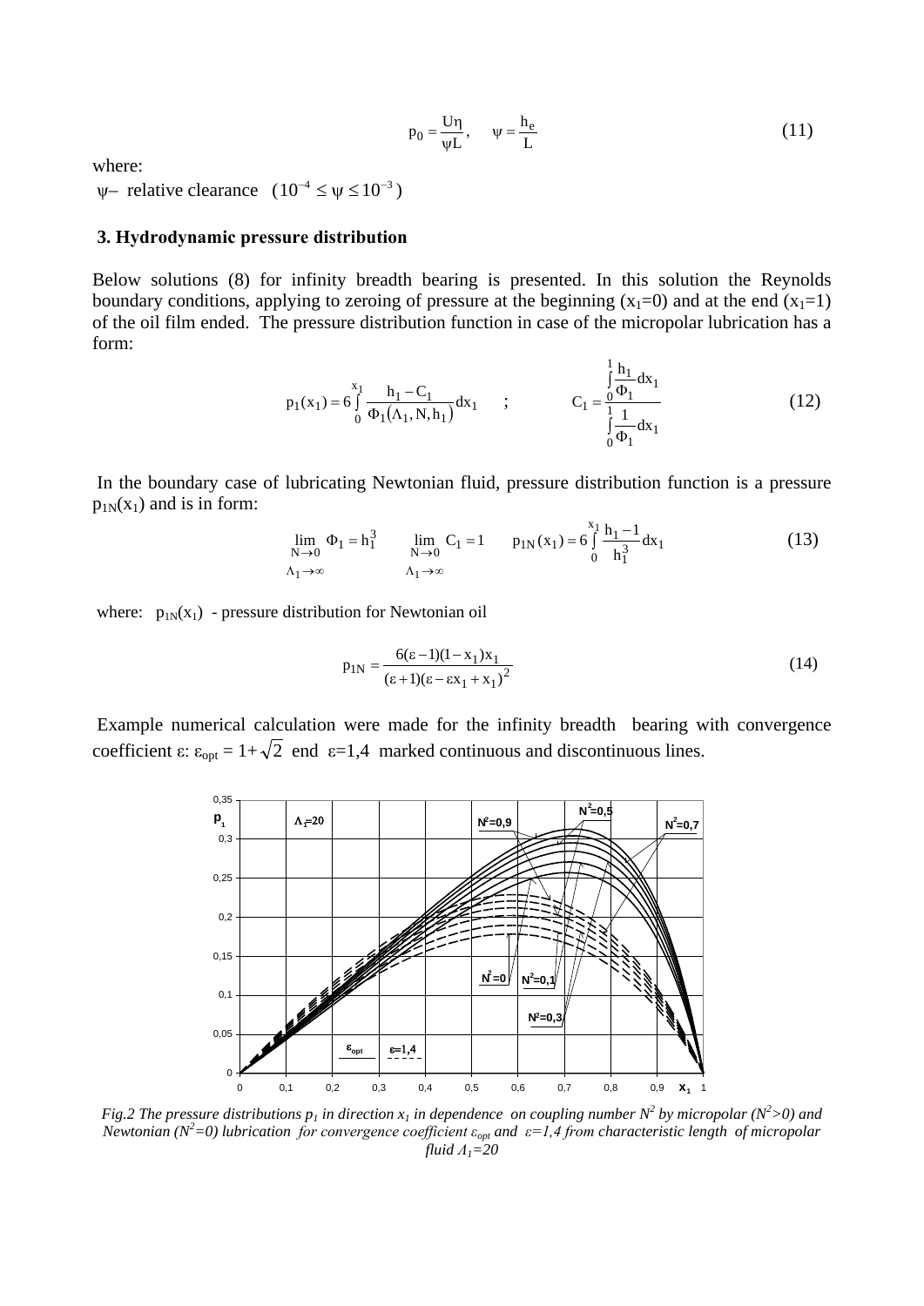$$p_0 = \frac{U\eta}{\psi L}, \quad \psi = \frac{h_e}{L} \tag{11}$$

where:

$\psi$– relative clearance $(10^{-4} \le \psi \le 10^{-3})$

### 3. Hydrodynamic pressure distribution

Below solutions (8) for infinity breadth bearing is presented. In this solution the Reynolds boundary conditions, applying to zeroing of pressure at the beginning ($x_1$=0) and at the end ($x_1$=1) of the oil film ended. The pressure distribution function in case of the micropolar lubrication has a form:

$$p_1(x_1) = 6\int_0^{x_1} \frac{h_1 - C_1}{\Phi_1(\Lambda_1, N, h_1)} dx_1 \quad ; \quad C_1 = \frac{\int_0^1 \frac{h_1}{\Phi_1} dx_1}{\int_0^1 \frac{1}{\Phi_1} dx_1} \tag{12}$$

In the boundary case of lubricating Newtonian fluid, pressure distribution function is a pressure $p_{1N}(x_1)$ and is in form:

$$\lim_{\substack{N \to 0 \\ \Lambda_1 \to \infty}} \Phi_1 = h_1^3 \qquad \lim_{\substack{N \to 0 \\ \Lambda_1 \to \infty}} C_1 = 1 \qquad p_{1N}(x_1) = 6\int_0^{x_1} \frac{h_1 - 1}{h_1^3} dx_1 \tag{13}$$

where: $p_{1N}(x_1)$ - pressure distribution for Newtonian oil

$$p_{1N} = \frac{6(\varepsilon - 1)(1 - x_1)x_1}{(\varepsilon + 1)(\varepsilon - \varepsilon x_1 + x_1)^2} \tag{14}$$

Example numerical calculation were made for the infinity breadth bearing with convergence coefficient $\varepsilon$: $\varepsilon_{opt} = 1 + \sqrt{2}$ end $\varepsilon$=1,4 marked continuous and discontinuous lines.

*Fig.2 The pressure distributions $p_1$ in direction $x_1$ in dependence on coupling number $N^2$ by micropolar ($N^2$>0) and Newtonian ($N^2$=0) lubrication for convergence coefficient $\varepsilon_{opt}$ and $\varepsilon$=1,4 from characteristic length of micropolar fluid $\Lambda_1$=20*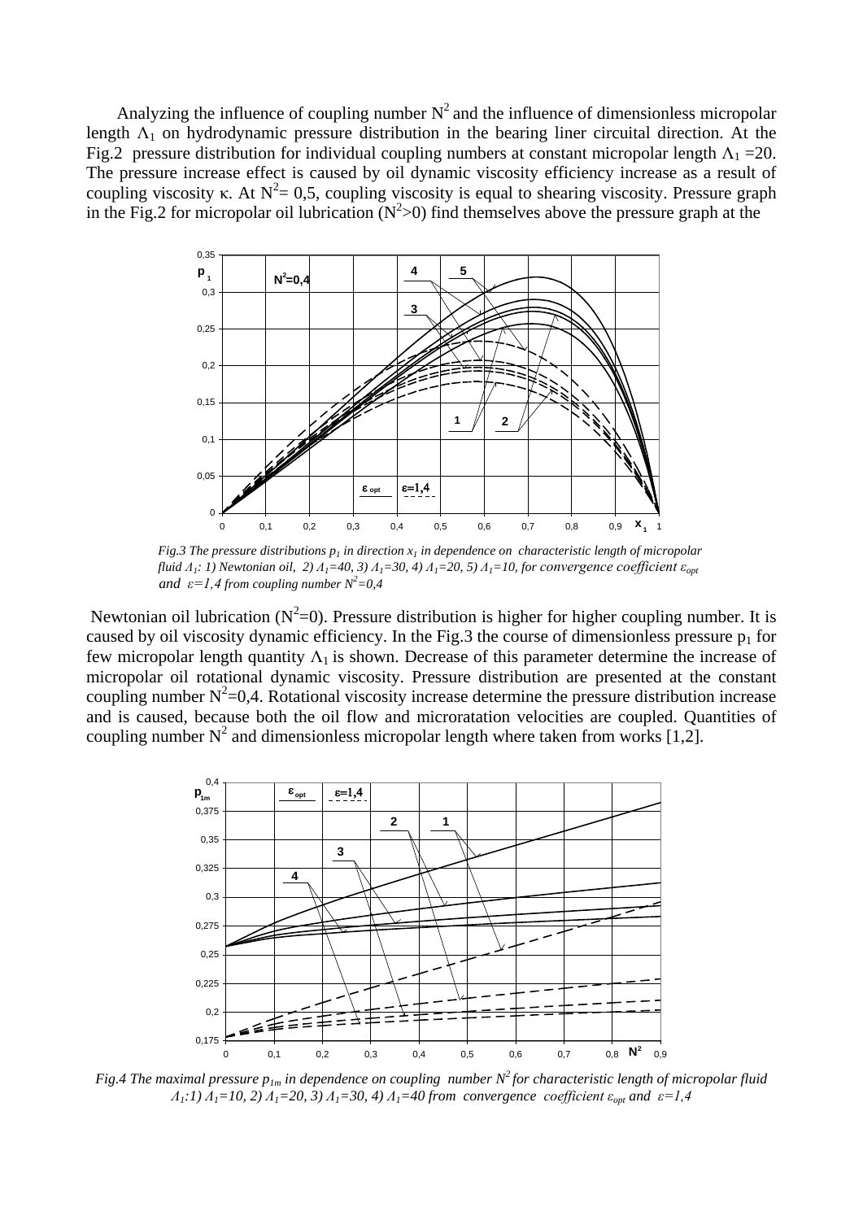Analyzing the influence of coupling number $N^2$ and the influence of dimensionless micropolar length $\Lambda_1$ on hydrodynamic pressure distribution in the bearing liner circuital direction. At the Fig.2 pressure distribution for individual coupling numbers at constant micropolar length $\Lambda_1 = 20$. The pressure increase effect is caused by oil dynamic viscosity efficiency increase as a result of coupling viscosity $\kappa$. At $N^2 = 0,5$, coupling viscosity is equal to shearing viscosity. Pressure graph in the Fig.2 for micropolar oil lubrication ($N^2 > 0$) find themselves above the pressure graph at the

*Fig.3 The pressure distributions $p_1$ in direction $x_1$ in dependence on characteristic length of micropolar fluid $\Lambda_1$: 1) Newtonian oil, 2) $\Lambda_1=40$, 3) $\Lambda_1=30$, 4) $\Lambda_1=20$, 5) $\Lambda_1=10$, for convergence coefficient $\varepsilon_{opt}$ and $\varepsilon=1,4$ from coupling number $N^2=0,4$*

Newtonian oil lubrication ($N^2=0$). Pressure distribution is higher for higher coupling number. It is caused by oil viscosity dynamic efficiency. In the Fig.3 the course of dimensionless pressure $p_1$ for few micropolar length quantity $\Lambda_1$ is shown. Decrease of this parameter determine the increase of micropolar oil rotational dynamic viscosity. Pressure distribution are presented at the constant coupling number $N^2=0,4$. Rotational viscosity increase determine the pressure distribution increase and is caused, because both the oil flow and microratation velocities are coupled. Quantities of coupling number $N^2$ and dimensionless micropolar length where taken from works [1,2].

*Fig.4 The maximal pressure $p_{1m}$ in dependence on coupling number $N^2$ for characteristic length of micropolar fluid $\Lambda_1$: 1) $\Lambda_1=10$, 2) $\Lambda_1=20$, 3) $\Lambda_1=30$, 4) $\Lambda_1=40$ from convergence coefficient $\varepsilon_{opt}$ and $\varepsilon=1,4$*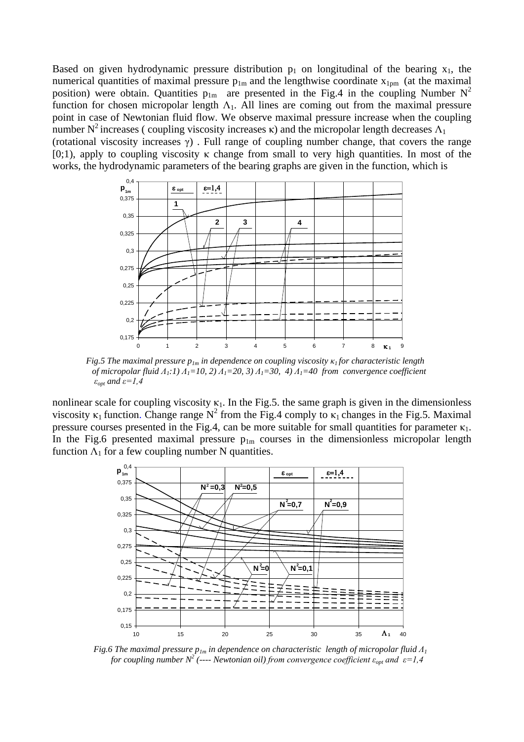Based on given hydrodynamic pressure distribution $p_1$ on longitudinal of the bearing $x_1$, the numerical quantities of maximal pressure $p_{1m}$ and the lengthwise coordinate $x_{1pm}$ (at the maximal position) were obtain. Quantities $p_{1m}$ are presented in the Fig.4 in the coupling Number $N^2$ function for chosen micropolar length $\Lambda_1$. All lines are coming out from the maximal pressure point in case of Newtonian fluid flow. We observe maximal pressure increase when the coupling number $N^2$ increases ( coupling viscosity increases $\kappa$) and the micropolar length decreases $\Lambda_1$ (rotational viscosity increases $\gamma$) . Full range of coupling number change, that covers the range [0;1), apply to coupling viscosity $\kappa$ change from small to very high quantities. In most of the works, the hydrodynamic parameters of the bearing graphs are given in the function, which is

*Fig.5 The maximal pressure $p_{1m}$ in dependence on coupling viscosity $\kappa_1$ for characteristic length of micropolar fluid $\Lambda_1$:1) $\Lambda_1=10$, 2) $\Lambda_1=20$, 3) $\Lambda_1=30$, 4) $\Lambda_1=40$ from convergence coefficient $\varepsilon_{opt}$ and $\varepsilon=1,4$*

nonlinear scale for coupling viscosity $\kappa_1$. In the Fig.5. the same graph is given in the dimensionless viscosity $\kappa_1$ function. Change range $N^2$ from the Fig.4 comply to $\kappa_1$ changes in the Fig.5. Maximal pressure courses presented in the Fig.4, can be more suitable for small quantities for parameter $\kappa_1$. In the Fig.6 presented maximal pressure $p_{1m}$ courses in the dimensionless micropolar length function $\Lambda_1$ for a few coupling number N quantities.

*Fig.6 The maximal pressure $p_{1m}$ in dependence on characteristic length of micropolar fluid $\Lambda_1$ for coupling number $N^2$ (---- Newtonian oil) from convergence coefficient $\varepsilon_{opt}$ and $\varepsilon=1,4$*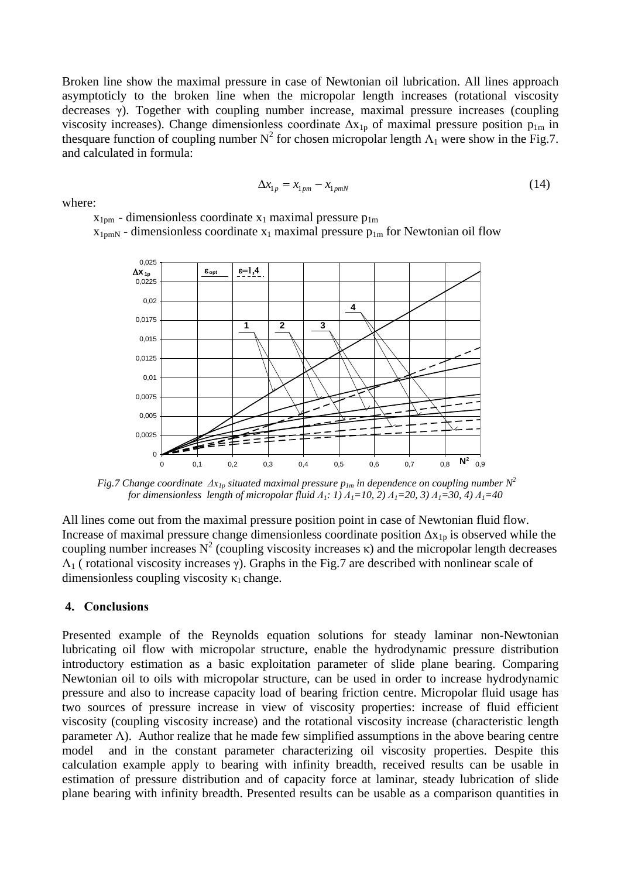Broken line show the maximal pressure in case of Newtonian oil lubrication. All lines approach asymptoticly to the broken line when the micropolar length increases (rotational viscosity decreases $\gamma$). Together with coupling number increase, maximal pressure increases (coupling viscosity increases). Change dimensionless coordinate $\Delta x_{1p}$ of maximal pressure position $p_{1m}$ in thesquare function of coupling number $N^2$ for chosen micropolar length $\Lambda_1$ were show in the Fig.7. and calculated in formula:

$$\Delta x_{1p} = x_{1pm} - x_{1pmN} \tag{14}$$

where:

$x_{1pm}$ - dimensionless coordinate $x_1$ maximal pressure $p_{1m}$

$x_{1pmN}$ - dimensionless coordinate $x_1$ maximal pressure $p_{1m}$ for Newtonian oil flow

*Fig.7 Change coordinate $\Delta x_{1p}$ situated maximal pressure $p_{1m}$ in dependence on coupling number $N^2$ for dimensionless length of micropolar fluid $\Lambda_1$: 1) $\Lambda_1$=10, 2) $\Lambda_1$=20, 3) $\Lambda_1$=30, 4) $\Lambda_1$=40*

All lines come out from the maximal pressure position point in case of Newtonian fluid flow. Increase of maximal pressure change dimensionless coordinate position $\Delta x_{1p}$ is observed while the coupling number increases $N^2$ (coupling viscosity increases $\kappa$) and the micropolar length decreases $\Lambda_1$ ( rotational viscosity increases $\gamma$). Graphs in the Fig.7 are described with nonlinear scale of dimensionless coupling viscosity $\kappa_1$ change.

## 4. Conclusions

Presented example of the Reynolds equation solutions for steady laminar non-Newtonian lubricating oil flow with micropolar structure, enable the hydrodynamic pressure distribution introductory estimation as a basic exploitation parameter of slide plane bearing. Comparing Newtonian oil to oils with micropolar structure, can be used in order to increase hydrodynamic pressure and also to increase capacity load of bearing friction centre. Micropolar fluid usage has two sources of pressure increase in view of viscosity properties: increase of fluid efficient viscosity (coupling viscosity increase) and the rotational viscosity increase (characteristic length parameter $\Lambda$). Author realize that he made few simplified assumptions in the above bearing centre model and in the constant parameter characterizing oil viscosity properties. Despite this calculation example apply to bearing with infinity breadth, received results can be usable in estimation of pressure distribution and of capacity force at laminar, steady lubrication of slide plane bearing with infinity breadth. Presented results can be usable as a comparison quantities in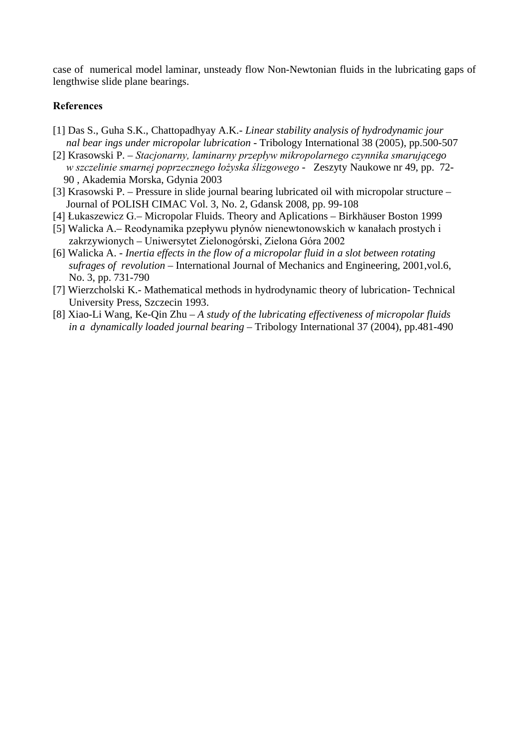case of numerical model laminar, unsteady flow Non-Newtonian fluids in the lubricating gaps of lengthwise slide plane bearings.

**References**

[1] Das S., Guha S.K., Chattopadhyay A.K.- *Linear stability analysis of hydrodynamic jour nal bear ings under micropolar lubrication* - Tribology International 38 (2005), pp.500-507

[2] Krasowski P. – *Stacjonarny, laminarny przepływ mikropolarnego czynnika smarującego w szczelinie smarnej poprzecznego łożyska ślizgowego* - Zeszyty Naukowe nr 49, pp. 72-90 , Akademia Morska, Gdynia 2003

[3] Krasowski P. – Pressure in slide journal bearing lubricated oil with micropolar structure – Journal of POLISH CIMAC Vol. 3, No. 2, Gdansk 2008, pp. 99-108

[4] Łukaszewicz G.– Micropolar Fluids. Theory and Aplications – Birkhäuser Boston 1999

[5] Walicka A.– Reodynamika pzepływu płynów nienewtonowskich w kanałach prostych i zakrzywionych – Uniwersytet Zielonogórski, Zielona Góra 2002

[6] Walicka A. - *Inertia effects in the flow of a micropolar fluid in a slot between rotating sufrages of revolution* – International Journal of Mechanics and Engineering, 2001,vol.6, No. 3, pp. 731-790

[7] Wierzcholski K.- Mathematical methods in hydrodynamic theory of lubrication- Technical University Press, Szczecin 1993.

[8] Xiao-Li Wang, Ke-Qin Zhu – *A study of the lubricating effectiveness of micropolar fluids in a dynamically loaded journal bearing* – Tribology International 37 (2004), pp.481-490